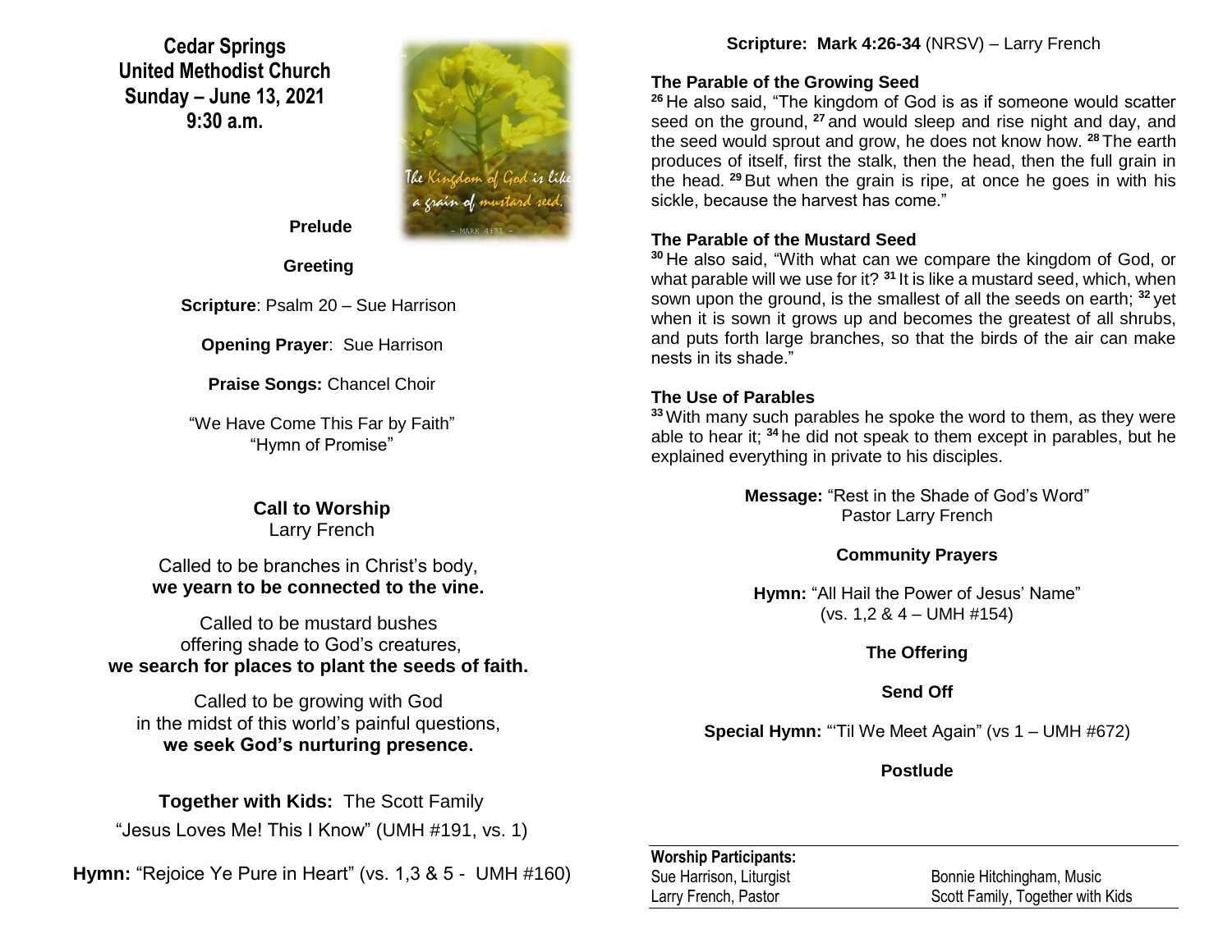# Cedar Springs United Methodist Church
## Sunday – June 13, 2021
## 9:30 a.m.

The Kingdom of God is like a grain of mustard seed.
- MARK 4:31 -

**Prelude**

**Greeting**

**Scripture**: Psalm 20 – Sue Harrison

**Opening Prayer**: Sue Harrison

**Praise Songs:** Chancel Choir

"We Have Come This Far by Faith"
"Hymn of Promise"

**Call to Worship**
Larry French

Called to be branches in Christ's body,
**we yearn to be connected to the vine.**

Called to be mustard bushes
offering shade to God's creatures,
**we search for places to plant the seeds of faith.**

Called to be growing with God
in the midst of this world's painful questions,
**we seek God's nurturing presence.**

**Together with Kids:** The Scott Family
"Jesus Loves Me! This I Know" (UMH #191, vs. 1)

**Hymn:** "Rejoice Ye Pure in Heart" (vs. 1,3 & 5 - UMH #160)

**Scripture: Mark 4:26-34** (NRSV) – Larry French

**The Parable of the Growing Seed**

[26] He also said, "The kingdom of God is as if someone would scatter seed on the ground, [27] and would sleep and rise night and day, and the seed would sprout and grow, he does not know how. [28] The earth produces of itself, first the stalk, then the head, then the full grain in the head. [29] But when the grain is ripe, at once he goes in with his sickle, because the harvest has come."

**The Parable of the Mustard Seed**

[30] He also said, "With what can we compare the kingdom of God, or what parable will we use for it? [31] It is like a mustard seed, which, when sown upon the ground, is the smallest of all the seeds on earth; [32] yet when it is sown it grows up and becomes the greatest of all shrubs, and puts forth large branches, so that the birds of the air can make nests in its shade."

**The Use of Parables**

[33] With many such parables he spoke the word to them, as they were able to hear it; [34] he did not speak to them except in parables, but he explained everything in private to his disciples.

**Message:** "Rest in the Shade of God's Word"
Pastor Larry French

**Community Prayers**

**Hymn:** "All Hail the Power of Jesus' Name"
(vs. 1,2 & 4 – UMH #154)

**The Offering**

**Send Off**

**Special Hymn:** "'Til We Meet Again" (vs 1 – UMH #672)

**Postlude**

**Worship Participants:**

| | |
|---|---|
| Sue Harrison, Liturgist | Bonnie Hitchingham, Music |
| Larry French, Pastor | Scott Family, Together with Kids |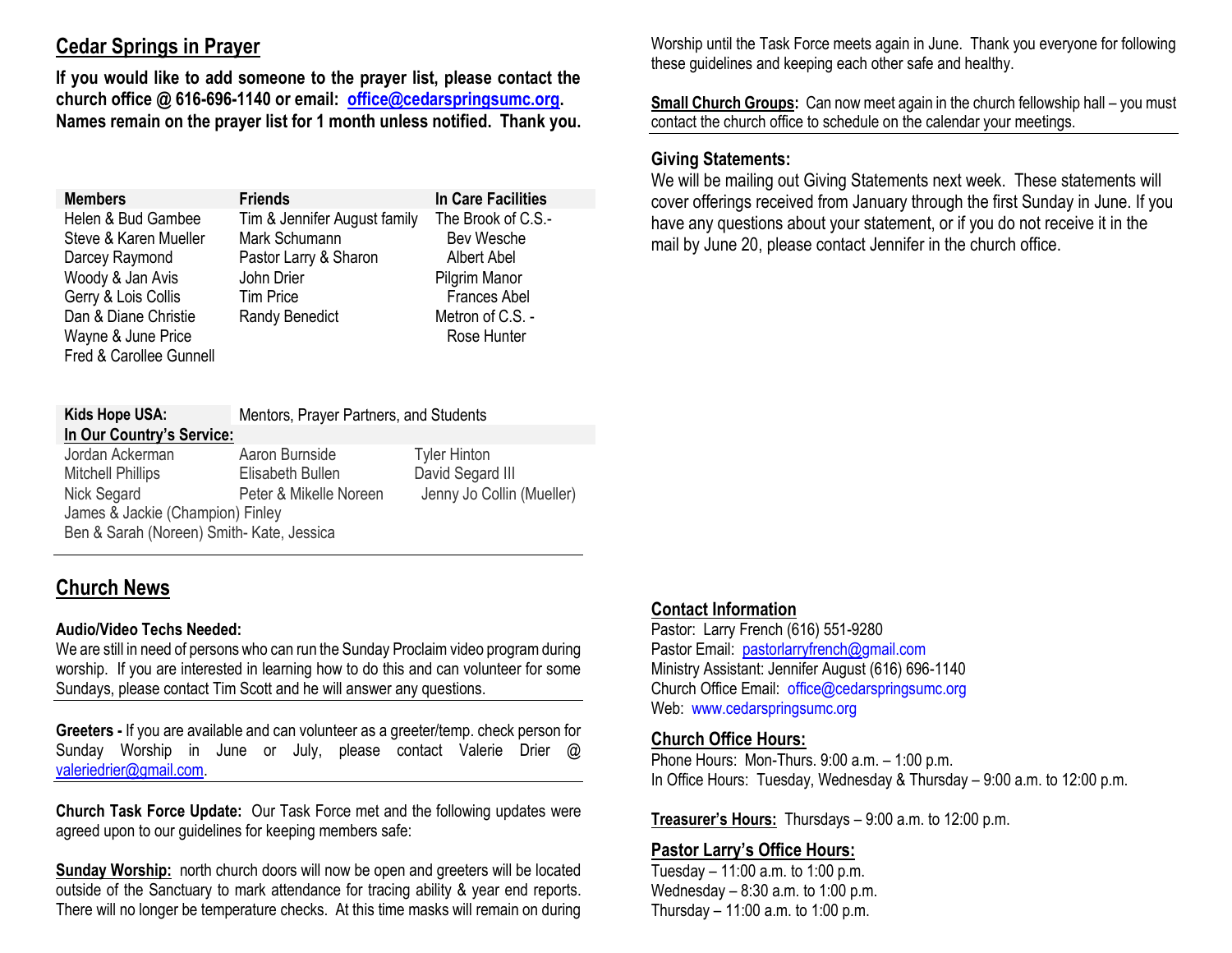## Cedar Springs in Prayer

**If you would like to add someone to the prayer list, please contact the church office @ 616-696-1140 or email: office@cedarspringsumc.org. Names remain on the prayer list for 1 month unless notified. Thank you.**

| Members | Friends | In Care Facilities |
| --- | --- | --- |
| Helen & Bud Gambee | Tim & Jennifer August family | The Brook of C.S.- |
| Steve & Karen Mueller | Mark Schumann | Bev Wesche |
| Darcey Raymond | Pastor Larry & Sharon | Albert Abel |
| Woody & Jan Avis | John Drier | Pilgrim Manor |
| Gerry & Lois Collis | Tim Price | Frances Abel |
| Dan & Diane Christie | Randy Benedict | Metron of C.S. - |
| Wayne & June Price | | Rose Hunter |
| Fred & Carollee Gunnell | | |

**Kids Hope USA:** Mentors, Prayer Partners, and Students

**In Our Country's Service:**

| | | |
| --- | --- | --- |
| Jordan Ackerman | Aaron Burnside | Tyler Hinton |
| Mitchell Phillips | Elisabeth Bullen | David Segard III |
| Nick Segard | Peter & Mikelle Noreen | Jenny Jo Collin (Mueller) |
| James & Jackie (Champion) Finley | | |
| Ben & Sarah (Noreen) Smith- Kate, Jessica | | |

## Church News

**Audio/Video Techs Needed:**
We are still in need of persons who can run the Sunday Proclaim video program during worship. If you are interested in learning how to do this and can volunteer for some Sundays, please contact Tim Scott and he will answer any questions.

**Greeters -** If you are available and can volunteer as a greeter/temp. check person for Sunday Worship in June or July, please contact Valerie Drier @ valeriedrier@gmail.com.

**Church Task Force Update:** Our Task Force met and the following updates were agreed upon to our guidelines for keeping members safe:

**Sunday Worship:** north church doors will now be open and greeters will be located outside of the Sanctuary to mark attendance for tracing ability & year end reports. There will no longer be temperature checks. At this time masks will remain on during Worship until the Task Force meets again in June. Thank you everyone for following these guidelines and keeping each other safe and healthy.

**Small Church Groups:** Can now meet again in the church fellowship hall – you must contact the church office to schedule on the calendar your meetings.

**Giving Statements:**
We will be mailing out Giving Statements next week. These statements will cover offerings received from January through the first Sunday in June. If you have any questions about your statement, or if you do not receive it in the mail by June 20, please contact Jennifer in the church office.

## Contact Information

Pastor: Larry French (616) 551-9280
Pastor Email: pastorlarryfrench@gmail.com
Ministry Assistant: Jennifer August (616) 696-1140
Church Office Email: office@cedarspringsumc.org
Web: www.cedarspringsumc.org

## Church Office Hours:

Phone Hours: Mon-Thurs. 9:00 a.m. – 1:00 p.m.
In Office Hours: Tuesday, Wednesday & Thursday – 9:00 a.m. to 12:00 p.m.

**Treasurer's Hours:** Thursdays – 9:00 a.m. to 12:00 p.m.

## Pastor Larry's Office Hours:

Tuesday – 11:00 a.m. to 1:00 p.m.
Wednesday – 8:30 a.m. to 1:00 p.m.
Thursday – 11:00 a.m. to 1:00 p.m.